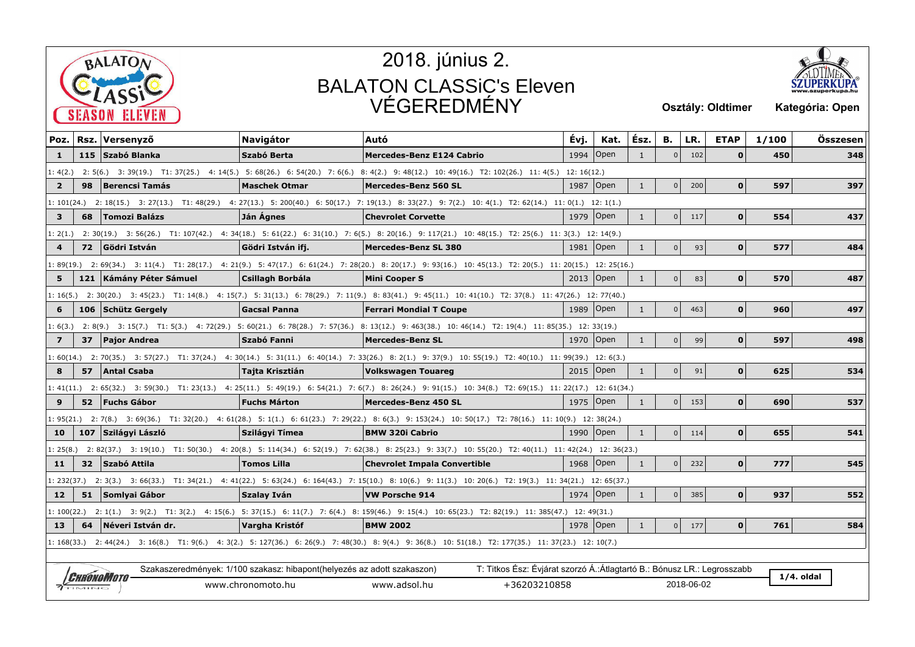# 2018. június 2.

## BALATON CLASSiC's Eleven VÉGEREDMÉNY

**Osztály: Oldtimer** **Kategória: Open**

| Poz. | Rsz. | Versenyző | Navigátor | Autó | Évj. | Kat. | Ész. | B. | LR. | ETAP | 1/100 | Összesen |
|---|---|---|---|---|---|---|---|---|---|---|---|---|
| 1 | 115 | Szabó Blanka | Szabó Berta | Mercedes-Benz E124 Cabrio | 1994 | Open | 1 | 0 | 102 | 0 | 450 | 348 |
| 1: 4(2.) 2: 5(6.) 3: 39(19.) T1: 37(25.) 4: 14(5.) 5: 68(26.) 6: 54(20.) 7: 6(6.) 8: 4(2.) 9: 48(12.) 10: 49(16.) T2: 102(26.) 11: 4(5.) 12: 16(12.) | | | | | | | | | | | | |
| 2 | 98 | Berencsi Tamás | Maschek Otmar | Mercedes-Benz 560 SL | 1987 | Open | 1 | 0 | 200 | 0 | 597 | 397 |
| 1: 101(24.) 2: 18(15.) 3: 27(13.) T1: 48(29.) 4: 27(13.) 5: 200(40.) 6: 50(17.) 7: 19(13.) 8: 33(27.) 9: 7(2.) 10: 4(1.) T2: 62(14.) 11: 0(1.) 12: 1(1.) | | | | | | | | | | | | |
| 3 | 68 | Tomozi Balázs | Ján Ágnes | Chevrolet Corvette | 1979 | Open | 1 | 0 | 117 | 0 | 554 | 437 |
| 1: 2(1.) 2: 30(19.) 3: 56(26.) T1: 107(42.) 4: 34(18.) 5: 61(22.) 6: 31(10.) 7: 6(5.) 8: 20(16.) 9: 117(21.) 10: 48(15.) T2: 25(6.) 11: 3(3.) 12: 14(9.) | | | | | | | | | | | | |
| 4 | 72 | Gödri István | Gödri István ifj. | Mercedes-Benz SL 380 | 1981 | Open | 1 | 0 | 93 | 0 | 577 | 484 |
| 1: 89(19.) 2: 69(34.) 3: 11(4.) T1: 28(17.) 4: 21(9.) 5: 47(17.) 6: 61(24.) 7: 28(20.) 8: 20(17.) 9: 93(16.) 10: 45(13.) T2: 20(5.) 11: 20(15.) 12: 25(16.) | | | | | | | | | | | | |
| 5 | 121 | Kámány Péter Sámuel | Csillagh Borbála | Mini Cooper S | 2013 | Open | 1 | 0 | 83 | 0 | 570 | 487 |
| 1: 16(5.) 2: 30(20.) 3: 45(23.) T1: 14(8.) 4: 15(7.) 5: 31(13.) 6: 78(29.) 7: 11(9.) 8: 83(41.) 9: 45(11.) 10: 41(10.) T2: 37(8.) 11: 47(26.) 12: 77(40.) | | | | | | | | | | | | |
| 6 | 106 | Schütz Gergely | Gacsal Panna | Ferrari Mondial T Coupe | 1989 | Open | 1 | 0 | 463 | 0 | 960 | 497 |
| 1: 6(3.) 2: 8(9.) 3: 15(7.) T1: 5(3.) 4: 72(29.) 5: 60(21.) 6: 78(28.) 7: 57(36.) 8: 13(12.) 9: 463(38.) 10: 46(14.) T2: 19(4.) 11: 85(35.) 12: 33(19.) | | | | | | | | | | | | |
| 7 | 37 | Pajor Andrea | Szabó Fanni | Mercedes-Benz SL | 1970 | Open | 1 | 0 | 99 | 0 | 597 | 498 |
| 1: 60(14.) 2: 70(35.) 3: 57(27.) T1: 37(24.) 4: 30(14.) 5: 31(11.) 6: 40(14.) 7: 33(26.) 8: 2(1.) 9: 37(9.) 10: 55(19.) T2: 40(10.) 11: 99(39.) 12: 6(3.) | | | | | | | | | | | | |
| 8 | 57 | Antal Csaba | Tajta Krisztián | Volkswagen Touareg | 2015 | Open | 1 | 0 | 91 | 0 | 625 | 534 |
| 1: 41(11.) 2: 65(32.) 3: 59(30.) T1: 23(13.) 4: 25(11.) 5: 49(19.) 6: 54(21.) 7: 6(7.) 8: 26(24.) 9: 91(15.) 10: 34(8.) T2: 69(15.) 11: 22(17.) 12: 61(34.) | | | | | | | | | | | | |
| 9 | 52 | Fuchs Gábor | Fuchs Márton | Mercedes-Benz 450 SL | 1975 | Open | 1 | 0 | 153 | 0 | 690 | 537 |
| 1: 95(21.) 2: 7(8.) 3: 69(36.) T1: 32(20.) 4: 61(28.) 5: 1(1.) 6: 61(23.) 7: 29(22.) 8: 6(3.) 9: 153(24.) 10: 50(17.) T2: 78(16.) 11: 10(9.) 12: 38(24.) | | | | | | | | | | | | |
| 10 | 107 | Szilágyi László | Szilágyi Tímea | BMW 320i Cabrio | 1990 | Open | 1 | 0 | 114 | 0 | 655 | 541 |
| 1: 25(8.) 2: 82(37.) 3: 19(10.) T1: 50(30.) 4: 20(8.) 5: 114(34.) 6: 52(19.) 7: 62(38.) 8: 25(23.) 9: 33(7.) 10: 55(20.) T2: 40(11.) 11: 42(24.) 12: 36(23.) | | | | | | | | | | | | |
| 11 | 32 | Szabó Attila | Tomos Lilla | Chevrolet Impala Convertible | 1968 | Open | 1 | 0 | 232 | 0 | 777 | 545 |
| 1: 232(37.) 2: 3(3.) 3: 66(33.) T1: 34(21.) 4: 41(22.) 5: 63(24.) 6: 164(43.) 7: 15(10.) 8: 10(6.) 9: 11(3.) 10: 20(6.) T2: 19(3.) 11: 34(21.) 12: 65(37.) | | | | | | | | | | | | |
| 12 | 51 | Somlyai Gábor | Szalay Iván | VW Porsche 914 | 1974 | Open | 1 | 0 | 385 | 0 | 937 | 552 |
| 1: 100(22.) 2: 1(1.) 3: 9(2.) T1: 3(2.) 4: 15(6.) 5: 37(15.) 6: 11(7.) 7: 6(4.) 8: 159(46.) 9: 15(4.) 10: 65(23.) T2: 82(19.) 11: 385(47.) 12: 49(31.) | | | | | | | | | | | | |
| 13 | 64 | Néveri István dr. | Vargha Kristóf | BMW 2002 | 1978 | Open | 1 | 0 | 177 | 0 | 761 | 584 |
| 1: 168(33.) 2: 44(24.) 3: 16(8.) T1: 9(6.) 4: 3(2.) 5: 127(36.) 6: 26(9.) 7: 48(30.) 8: 9(4.) 9: 36(8.) 10: 51(18.) T2: 177(35.) 11: 37(23.) 12: 10(7.) | | | | | | | | | | | | |

Szakaszeredmények: 1/100 szakasz: hibapont(helyezés az adott szakaszon) T: Titkos Ész: Évjárat szorzó Á.:Átlagtartó B.: Bónusz LR.: Legrosszabb

www.chronomoto.hu www.adsol.hu +36203210858 2018-06-02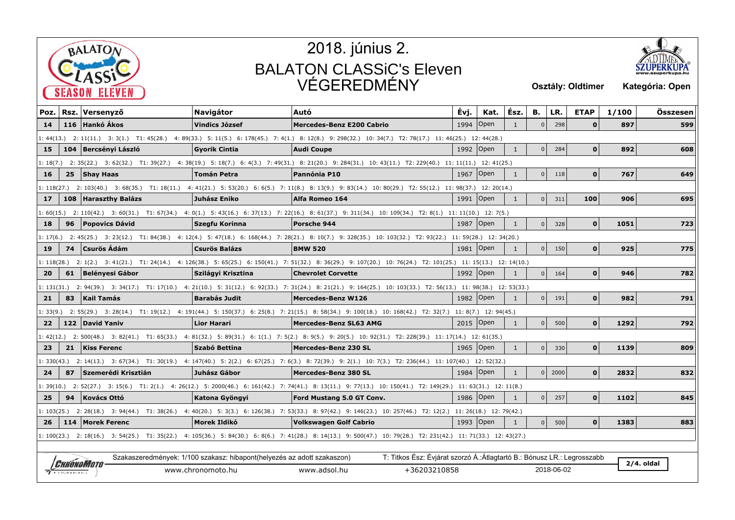# 2018. június 2.

# BALATON CLASSiC's Eleven VÉGEREDMÉNY

**Osztály: Oldtimer** **Kategória: Open**

| Poz. | Rsz. | Versenyző | Navigátor | Autó | Évj. | Kat. | Ész. | B. | LR. | ETAP | 1/100 | Összesen |
|---|---|---|---|---|---|---|---|---|---|---|---|---|
| 14 | 116 | Hankó Ákos | Vindics József | Mercedes-Benz E200 Cabrio | 1994 | Open | 1 | 0 | 298 | 0 | 897 | 599 |
| 1: 44(13.) 2: 11(11.) 3: 3(1.) T1: 45(28.) 4: 89(33.) 5: 11(5.) 6: 178(45.) 7: 4(1.) 8: 12(8.) 9: 298(32.) 10: 34(7.) T2: 78(17.) 11: 46(25.) 12: 44(28.) | | | | | | | | | | | | |
| 15 | 104 | Bercsényi László | Gyorik Cintia | Audi Coupe | 1992 | Open | 1 | 0 | 284 | 0 | 892 | 608 |
| 1: 18(7.) 2: 35(22.) 3: 62(32.) T1: 39(27.) 4: 38(19.) 5: 18(7.) 6: 4(3.) 7: 49(31.) 8: 21(20.) 9: 284(31.) 10: 43(11.) T2: 229(40.) 11: 11(11.) 12: 41(25.) | | | | | | | | | | | | |
| 16 | 25 | Shay Haas | Tomán Petra | Pannónia P10 | 1967 | Open | 1 | 0 | 118 | 0 | 767 | 649 |
| 1: 118(27.) 2: 103(40.) 3: 68(35.) T1: 18(11.) 4: 41(21.) 5: 53(20.) 6: 6(5.) 7: 11(8.) 8: 13(9.) 9: 83(14.) 10: 80(29.) T2: 55(12.) 11: 98(37.) 12: 20(14.) | | | | | | | | | | | | |
| 17 | 108 | Haraszthy Balázs | Juhász Eniko | Alfa Romeo 164 | 1991 | Open | 1 | 0 | 311 | 100 | 906 | 695 |
| 1: 60(15.) 2: 110(42.) 3: 60(31.) T1: 67(34.) 4: 0(1.) 5: 43(16.) 6: 37(13.) 7: 22(16.) 8: 61(37.) 9: 311(34.) 10: 109(34.) T2: 8(1.) 11: 11(10.) 12: 7(5.) | | | | | | | | | | | | |
| 18 | 96 | Popovics Dávid | Szegfu Korinna | Porsche 944 | 1987 | Open | 1 | 0 | 328 | 0 | 1051 | 723 |
| 1: 17(6.) 2: 45(25.) 3: 23(12.) T1: 84(38.) 4: 12(4.) 5: 47(18.) 6: 168(44.) 7: 28(21.) 8: 10(7.) 9: 328(35.) 10: 103(32.) T2: 93(22.) 11: 59(28.) 12: 34(20.) | | | | | | | | | | | | |
| 19 | 74 | Csurös Ádám | Csurös Balázs | BMW 520 | 1981 | Open | 1 | 0 | 150 | 0 | 925 | 775 |
| 1: 118(28.) 2: 1(2.) 3: 41(21.) T1: 24(14.) 4: 126(38.) 5: 65(25.) 6: 150(41.) 7: 51(32.) 8: 36(29.) 9: 107(20.) 10: 76(24.) T2: 101(25.) 11: 15(13.) 12: 14(10.) | | | | | | | | | | | | |
| 20 | 61 | Belényesi Gábor | Szilágyi Krisztina | Chevrolet Corvette | 1992 | Open | 1 | 0 | 164 | 0 | 946 | 782 |
| 1: 131(31.) 2: 94(39.) 3: 34(17.) T1: 17(10.) 4: 21(10.) 5: 31(12.) 6: 92(33.) 7: 31(24.) 8: 21(21.) 9: 164(25.) 10: 103(33.) T2: 56(13.) 11: 98(38.) 12: 53(33.) | | | | | | | | | | | | |
| 21 | 83 | Kail Tamás | Barabás Judit | Mercedes-Benz W126 | 1982 | Open | 1 | 0 | 191 | 0 | 982 | 791 |
| 1: 33(9.) 2: 55(29.) 3: 28(14.) T1: 19(12.) 4: 191(44.) 5: 150(37.) 6: 25(8.) 7: 21(15.) 8: 58(34.) 9: 100(18.) 10: 168(42.) T2: 32(7.) 11: 8(7.) 12: 94(45.) | | | | | | | | | | | | |
| 22 | 122 | David Yaniv | Lior Harari | Mercedes-Benz SL63 AMG | 2015 | Open | 1 | 0 | 500 | 0 | 1292 | 792 |
| 1: 42(12.) 2: 500(48.) 3: 82(41.) T1: 65(33.) 4: 81(32.) 5: 89(31.) 6: 1(1.) 7: 5(2.) 8: 9(5.) 9: 20(5.) 10: 92(31.) T2: 228(39.) 11: 17(14.) 12: 61(35.) | | | | | | | | | | | | |
| 23 | 21 | Kiss Ferenc | Szabó Bettina | Mercedes-Benz 230 SL | 1965 | Open | 1 | 0 | 330 | 0 | 1139 | 809 |
| 1: 330(43.) 2: 14(13.) 3: 67(34.) T1: 30(19.) 4: 147(40.) 5: 2(2.) 6: 67(25.) 7: 6(3.) 8: 72(39.) 9: 2(1.) 10: 7(3.) T2: 236(44.) 11: 107(40.) 12: 52(32.) | | | | | | | | | | | | |
| 24 | 87 | Szemerédi Krisztián | Juhász Gábor | Mercedes-Benz 380 SL | 1984 | Open | 1 | 0 | 2000 | 0 | 2832 | 832 |
| 1: 39(10.) 2: 52(27.) 3: 15(6.) T1: 2(1.) 4: 26(12.) 5: 2000(46.) 6: 161(42.) 7: 74(41.) 8: 13(11.) 9: 77(13.) 10: 150(41.) T2: 149(29.) 11: 63(31.) 12: 11(8.) | | | | | | | | | | | | |
| 25 | 94 | Kovács Ottó | Katona Gyöngyi | Ford Mustang 5.0 GT Conv. | 1986 | Open | 1 | 0 | 257 | 0 | 1102 | 845 |
| 1: 103(25.) 2: 28(18.) 3: 94(44.) T1: 38(26.) 4: 40(20.) 5: 3(3.) 6: 126(38.) 7: 53(33.) 8: 97(42.) 9: 146(23.) 10: 257(46.) T2: 12(2.) 11: 26(18.) 12: 79(42.) | | | | | | | | | | | | |
| 26 | 114 | Morek Ferenc | Morek Ildikó | Volkswagen Golf Cabrio | 1993 | Open | 1 | 0 | 500 | 0 | 1383 | 883 |
| 1: 100(23.) 2: 18(16.) 3: 54(25.) T1: 35(22.) 4: 105(36.) 5: 84(30.) 6: 8(6.) 7: 41(28.) 8: 14(13.) 9: 500(47.) 10: 79(28.) T2: 231(42.) 11: 71(33.) 12: 43(27.) | | | | | | | | | | | | |

Szakaszeredmények: 1/100 szakasz: hibapont(helyezés az adott szakaszon)

T: Titkos Ész: Évjárat szorzó Á.:Átlagtartó B.: Bónusz LR.: Legrosszabb

www.chronomoto.hu www.adsol.hu +36203210858 2018-06-02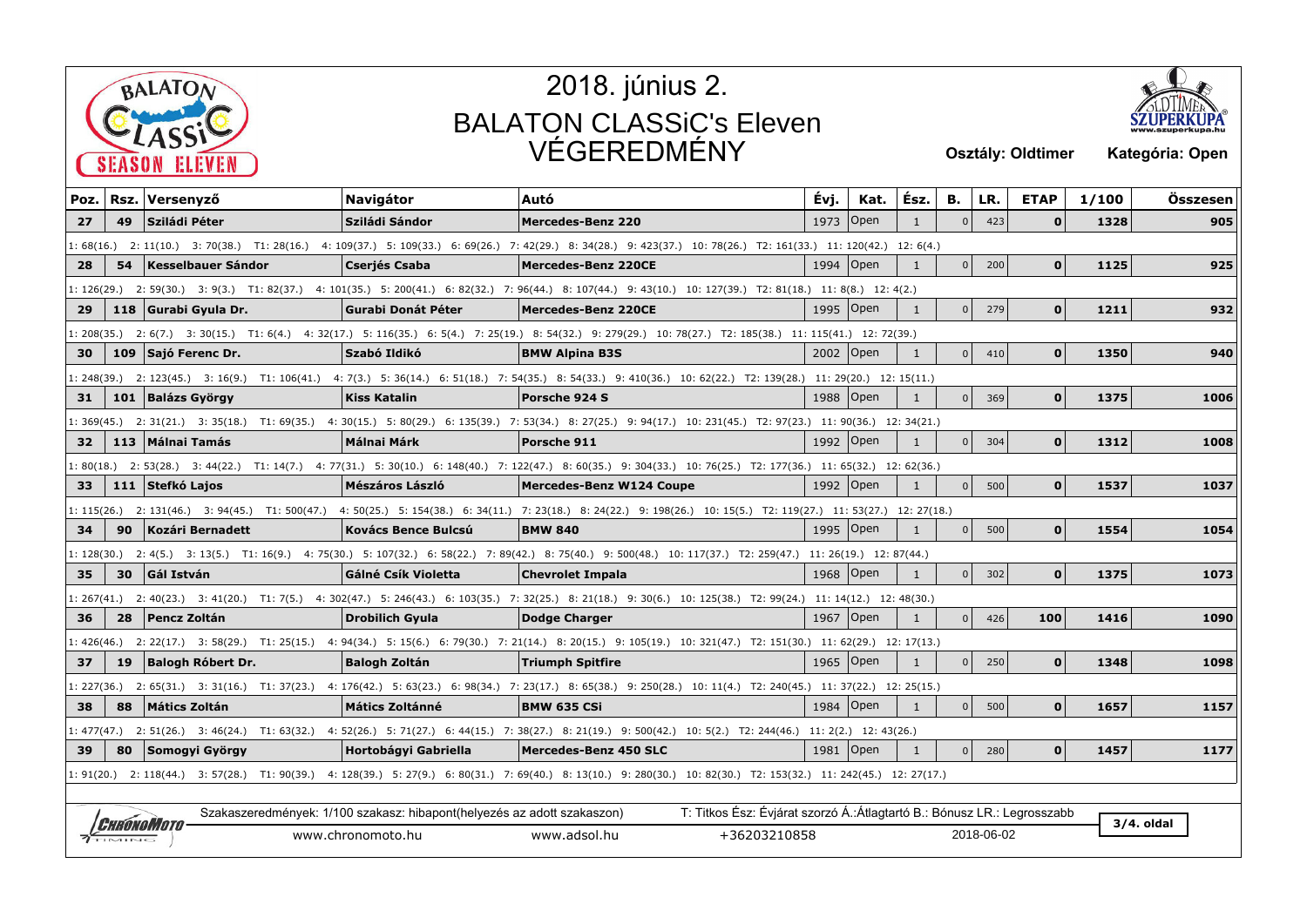# 2018. június 2.

# BALATON CLASSiC's Eleven VÉGEREDMÉNY

**Osztály: Oldtimer** **Kategória: Open**

| Poz. | Rsz. | Versenyző | Navigátor | Autó | Évj. | Kat. | Ész. | B. | LR. | ETAP | 1/100 | Összesen |
|---|---|---|---|---|---|---|---|---|---|---|---|---|
| 27 | 49 | Sziládi Péter | Sziládi Sándor | Mercedes-Benz 220 | 1973 | Open | 1 | 0 | 423 | 0 | 1328 | 905 |
| 1: 68(16.) 2: 11(10.) 3: 70(38.) T1: 28(16.) 4: 109(37.) 5: 109(33.) 6: 69(26.) 7: 42(29.) 8: 34(28.) 9: 423(37.) 10: 78(26.) T2: 161(33.) 11: 120(42.) 12: 6(4.) | | | | | | | | | | | | |
| 28 | 54 | Kesselbauer Sándor | Cserjés Csaba | Mercedes-Benz 220CE | 1994 | Open | 1 | 0 | 200 | 0 | 1125 | 925 |
| 1: 126(29.) 2: 59(30.) 3: 9(3.) T1: 82(37.) 4: 101(35.) 5: 200(41.) 6: 82(32.) 7: 96(44.) 8: 107(44.) 9: 43(10.) 10: 127(39.) T2: 81(18.) 11: 8(8.) 12: 4(2.) | | | | | | | | | | | | |
| 29 | 118 | Gurabi Gyula Dr. | Gurabi Donát Péter | Mercedes-Benz 220CE | 1995 | Open | 1 | 0 | 279 | 0 | 1211 | 932 |
| 1: 208(35.) 2: 6(7.) 3: 30(15.) T1: 6(4.) 4: 32(17.) 5: 116(35.) 6: 5(4.) 7: 25(19.) 8: 54(32.) 9: 279(29.) 10: 78(27.) T2: 185(38.) 11: 115(41.) 12: 72(39.) | | | | | | | | | | | | |
| 30 | 109 | Sajó Ferenc Dr. | Szabó Ildikó | BMW Alpina B3S | 2002 | Open | 1 | 0 | 410 | 0 | 1350 | 940 |
| 1: 248(39.) 2: 123(45.) 3: 16(9.) T1: 106(41.) 4: 7(3.) 5: 36(14.) 6: 51(18.) 7: 54(35.) 8: 54(33.) 9: 410(36.) 10: 62(22.) T2: 139(28.) 11: 29(20.) 12: 15(11.) | | | | | | | | | | | | |
| 31 | 101 | Balázs György | Kiss Katalin | Porsche 924 S | 1988 | Open | 1 | 0 | 369 | 0 | 1375 | 1006 |
| 1: 369(45.) 2: 31(21.) 3: 35(18.) T1: 69(35.) 4: 30(15.) 5: 80(29.) 6: 135(39.) 7: 53(34.) 8: 27(25.) 9: 94(17.) 10: 231(45.) T2: 97(23.) 11: 90(36.) 12: 34(21.) | | | | | | | | | | | | |
| 32 | 113 | Málnai Tamás | Málnai Márk | Porsche 911 | 1992 | Open | 1 | 0 | 304 | 0 | 1312 | 1008 |
| 1: 80(18.) 2: 53(28.) 3: 44(22.) T1: 14(7.) 4: 77(31.) 5: 30(10.) 6: 148(40.) 7: 122(47.) 8: 60(35.) 9: 304(33.) 10: 76(25.) T2: 177(36.) 11: 65(32.) 12: 62(36.) | | | | | | | | | | | | |
| 33 | 111 | Stefkó Lajos | Mészáros László | Mercedes-Benz W124 Coupe | 1992 | Open | 1 | 0 | 500 | 0 | 1537 | 1037 |
| 1: 115(26.) 2: 131(46.) 3: 94(45.) T1: 500(47.) 4: 50(25.) 5: 154(38.) 6: 34(11.) 7: 23(18.) 8: 24(22.) 9: 198(26.) 10: 15(5.) T2: 119(27.) 11: 53(27.) 12: 27(18.) | | | | | | | | | | | | |
| 34 | 90 | Kozári Bernadett | Kovács Bence Bulcsú | BMW 840 | 1995 | Open | 1 | 0 | 500 | 0 | 1554 | 1054 |
| 1: 128(30.) 2: 4(5.) 3: 13(5.) T1: 16(9.) 4: 75(30.) 5: 107(32.) 6: 58(22.) 7: 89(42.) 8: 75(40.) 9: 500(48.) 10: 117(37.) T2: 259(47.) 11: 26(19.) 12: 87(44.) | | | | | | | | | | | | |
| 35 | 30 | Gál István | Gálné Csík Violetta | Chevrolet Impala | 1968 | Open | 1 | 0 | 302 | 0 | 1375 | 1073 |
| 1: 267(41.) 2: 40(23.) 3: 41(20.) T1: 7(5.) 4: 302(47.) 5: 246(43.) 6: 103(35.) 7: 32(25.) 8: 21(18.) 9: 30(6.) 10: 125(38.) T2: 99(24.) 11: 14(12.) 12: 48(30.) | | | | | | | | | | | | |
| 36 | 28 | Pencz Zoltán | Drobilich Gyula | Dodge Charger | 1967 | Open | 1 | 0 | 426 | 100 | 1416 | 1090 |
| 1: 426(46.) 2: 22(17.) 3: 58(29.) T1: 25(15.) 4: 94(34.) 5: 15(6.) 6: 79(30.) 7: 21(14.) 8: 20(15.) 9: 105(19.) 10: 321(47.) T2: 151(30.) 11: 62(29.) 12: 17(13.) | | | | | | | | | | | | |
| 37 | 19 | Balogh Róbert Dr. | Balogh Zoltán | Triumph Spitfire | 1965 | Open | 1 | 0 | 250 | 0 | 1348 | 1098 |
| 1: 227(36.) 2: 65(31.) 3: 31(16.) T1: 37(23.) 4: 176(42.) 5: 63(23.) 6: 98(34.) 7: 23(17.) 8: 65(38.) 9: 250(28.) 10: 11(4.) T2: 240(45.) 11: 37(22.) 12: 25(15.) | | | | | | | | | | | | |
| 38 | 88 | Mátics Zoltán | Mátics Zoltánné | BMW 635 CSi | 1984 | Open | 1 | 0 | 500 | 0 | 1657 | 1157 |
| 1: 477(47.) 2: 51(26.) 3: 46(24.) T1: 63(32.) 4: 52(26.) 5: 71(27.) 6: 44(15.) 7: 38(27.) 8: 21(19.) 9: 500(42.) 10: 5(2.) T2: 244(46.) 11: 2(2.) 12: 43(26.) | | | | | | | | | | | | |
| 39 | 80 | Somogyi György | Hortobágyi Gabriella | Mercedes-Benz 450 SLC | 1981 | Open | 1 | 0 | 280 | 0 | 1457 | 1177 |
| 1: 91(20.) 2: 118(44.) 3: 57(28.) T1: 90(39.) 4: 128(39.) 5: 27(9.) 6: 80(31.) 7: 69(40.) 8: 13(10.) 9: 280(30.) 10: 82(30.) T2: 153(32.) 11: 242(45.) 12: 27(17.) | | | | | | | | | | | | |

Szakaszeredmények: 1/100 szakasz: hibapont(helyezés az adott szakaszon) T: Titkos Ész: Évjárat szorzó Á.:Átlagtartó B.: Bónusz LR.: Legrosszabb

www.chronomoto.hu www.adsol.hu +36203210858 2018-06-02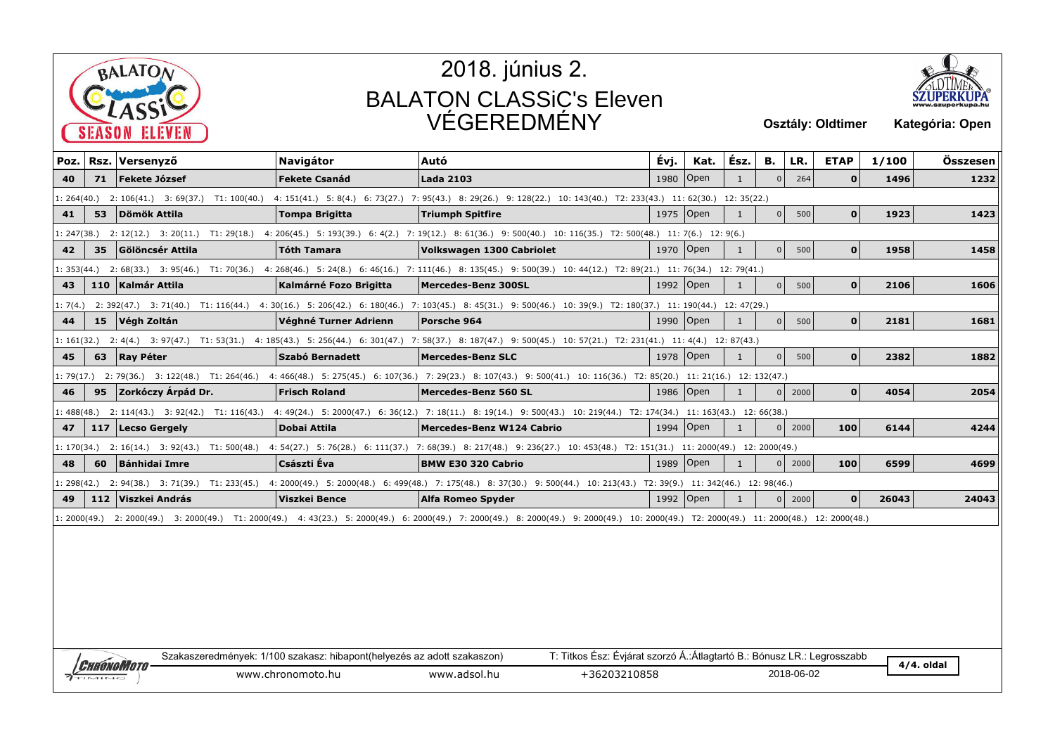# 2018. június 2.

# BALATON CLASSiC's Eleven

# VÉGEREDMÉNY

**Osztály: Oldtimer** **Kategória: Open**

| Poz. | Rsz. | Versenyző | Navigátor | Autó | Évj. | Kat. | Ész. | B. | LR. | ETAP | 1/100 | Összesen |
|---|---|---|---|---|---|---|---|---|---|---|---|---|
| 40 | 71 | Fekete József | Fekete Csanád | Lada 2103 | 1980 | Open | 1 | 0 | 264 | 0 | 1496 | 1232 |
| 1: 264(40.) 2: 106(41.) 3: 69(37.) T1: 100(40.) 4: 151(41.) 5: 8(4.) 6: 73(27.) 7: 95(43.) 8: 29(26.) 9: 128(22.) 10: 143(40.) T2: 233(43.) 11: 62(30.) 12: 35(22.) | | | | | | | | | | | | |
| 41 | 53 | Dömök Attila | Tompa Brigitta | Triumph Spitfire | 1975 | Open | 1 | 0 | 500 | 0 | 1923 | 1423 |
| 1: 247(38.) 2: 12(12.) 3: 20(11.) T1: 29(18.) 4: 206(45.) 5: 193(39.) 6: 4(2.) 7: 19(12.) 8: 61(36.) 9: 500(40.) 10: 116(35.) T2: 500(48.) 11: 7(6.) 12: 9(6.) | | | | | | | | | | | | |
| 42 | 35 | Gölöncsér Attila | Tóth Tamara | Volkswagen 1300 Cabriolet | 1970 | Open | 1 | 0 | 500 | 0 | 1958 | 1458 |
| 1: 353(44.) 2: 68(33.) 3: 95(46.) T1: 70(36.) 4: 268(46.) 5: 24(8.) 6: 46(16.) 7: 111(46.) 8: 135(45.) 9: 500(39.) 10: 44(12.) T2: 89(21.) 11: 76(34.) 12: 79(41.) | | | | | | | | | | | | |
| 43 | 110 | Kalmár Attila | Kalmárné Fozo Brigitta | Mercedes-Benz 300SL | 1992 | Open | 1 | 0 | 500 | 0 | 2106 | 1606 |
| 1: 7(4.) 2: 392(47.) 3: 71(40.) T1: 116(44.) 4: 30(16.) 5: 206(42.) 6: 180(46.) 7: 103(45.) 8: 45(31.) 9: 500(46.) 10: 39(9.) T2: 180(37.) 11: 190(44.) 12: 47(29.) | | | | | | | | | | | | |
| 44 | 15 | Végh Zoltán | Véghné Turner Adrienn | Porsche 964 | 1990 | Open | 1 | 0 | 500 | 0 | 2181 | 1681 |
| 1: 161(32.) 2: 4(4.) 3: 97(47.) T1: 53(31.) 4: 185(43.) 5: 256(44.) 6: 301(47.) 7: 58(37.) 8: 187(47.) 9: 500(45.) 10: 57(21.) T2: 231(41.) 11: 4(4.) 12: 87(43.) | | | | | | | | | | | | |
| 45 | 63 | Ray Péter | Szabó Bernadett | Mercedes-Benz SLC | 1978 | Open | 1 | 0 | 500 | 0 | 2382 | 1882 |
| 1: 79(17.) 2: 79(36.) 3: 122(48.) T1: 264(46.) 4: 466(48.) 5: 275(45.) 6: 107(36.) 7: 29(23.) 8: 107(43.) 9: 500(41.) 10: 116(36.) T2: 85(20.) 11: 21(16.) 12: 132(47.) | | | | | | | | | | | | |
| 46 | 95 | Zorkóczy Árpád Dr. | Frisch Roland | Mercedes-Benz 560 SL | 1986 | Open | 1 | 0 | 2000 | 0 | 4054 | 2054 |
| 1: 488(48.) 2: 114(43.) 3: 92(42.) T1: 116(43.) 4: 49(24.) 5: 2000(47.) 6: 36(12.) 7: 18(11.) 8: 19(14.) 9: 500(43.) 10: 219(44.) T2: 174(34.) 11: 163(43.) 12: 66(38.) | | | | | | | | | | | | |
| 47 | 117 | Lecso Gergely | Dobai Attila | Mercedes-Benz W124 Cabrio | 1994 | Open | 1 | 0 | 2000 | 100 | 6144 | 4244 |
| 1: 170(34.) 2: 16(14.) 3: 92(43.) T1: 500(48.) 4: 54(27.) 5: 76(28.) 6: 111(37.) 7: 68(39.) 8: 217(48.) 9: 236(27.) 10: 453(48.) T2: 151(31.) 11: 2000(49.) 12: 2000(49.) | | | | | | | | | | | | |
| 48 | 60 | Bánhidai Imre | Császti Éva | BMW E30 320 Cabrio | 1989 | Open | 1 | 0 | 2000 | 100 | 6599 | 4699 |
| 1: 298(42.) 2: 94(38.) 3: 71(39.) T1: 233(45.) 4: 2000(49.) 5: 2000(48.) 6: 499(48.) 7: 175(48.) 8: 37(30.) 9: 500(44.) 10: 213(43.) T2: 39(9.) 11: 342(46.) 12: 98(46.) | | | | | | | | | | | | |
| 49 | 112 | Viszkei András | Viszkei Bence | Alfa Romeo Spyder | 1992 | Open | 1 | 0 | 2000 | 0 | 26043 | 24043 |
| 1: 2000(49.) 2: 2000(49.) 3: 2000(49.) T1: 2000(49.) 4: 43(23.) 5: 2000(49.) 6: 2000(49.) 7: 2000(49.) 8: 2000(49.) 9: 2000(49.) 10: 2000(49.) T2: 2000(49.) 11: 2000(48.) 12: 2000(48.) | | | | | | | | | | | | |

Szakaszeredmények: 1/100 szakasz: hibapont(helyezés az adott szakaszon) T: Titkos Ész: Évjárat szorzó Á.:Átlagtartó B.: Bónusz LR.: Legrosszabb

www.chronomoto.hu www.adsol.hu +36203210858 2018-06-02